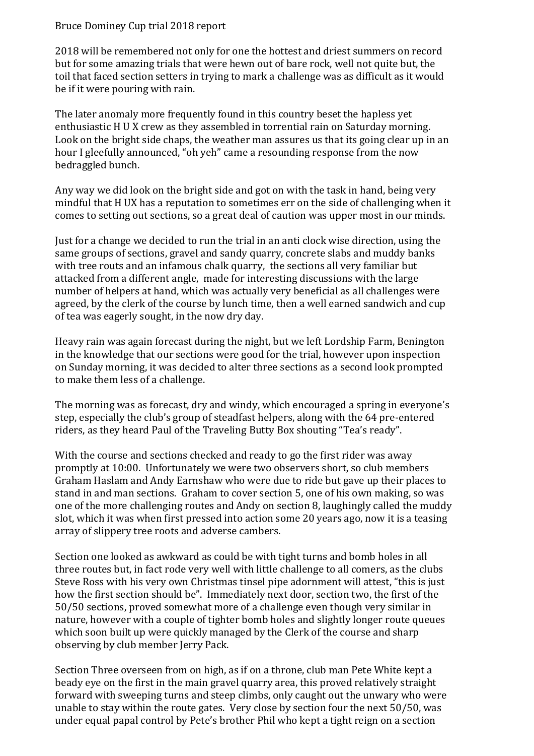Bruce Dominey Cup trial 2018 report

2018 will be remembered not only for one the hottest and driest summers on record but for some amazing trials that were hewn out of bare rock, well not quite but, the toil that faced section setters in trying to mark a challenge was as difficult as it would be if it were pouring with rain.

The later anomaly more frequently found in this country beset the hapless yet enthusiastic H U X crew as they assembled in torrential rain on Saturday morning. Look on the bright side chaps, the weather man assures us that its going clear up in an hour I gleefully announced, "oh yeh" came a resounding response from the now bedraggled bunch.

Any way we did look on the bright side and got on with the task in hand, being very mindful that H UX has a reputation to sometimes err on the side of challenging when it comes to setting out sections, so a great deal of caution was upper most in our minds.

Just for a change we decided to run the trial in an anti clock wise direction, using the same groups of sections, gravel and sandy quarry, concrete slabs and muddy banks with tree routs and an infamous chalk quarry, the sections all very familiar but attacked from a different angle, made for interesting discussions with the large number of helpers at hand, which was actually very beneficial as all challenges were agreed, by the clerk of the course by lunch time, then a well earned sandwich and cup of tea was eagerly sought, in the now dry day.

Heavy rain was again forecast during the night, but we left Lordship Farm, Benington in the knowledge that our sections were good for the trial, however upon inspection on Sunday morning, it was decided to alter three sections as a second look prompted to make them less of a challenge.

The morning was as forecast, dry and windy, which encouraged a spring in everyone's step, especially the club's group of steadfast helpers, along with the 64 pre-entered riders, as they heard Paul of the Traveling Butty Box shouting "Tea's ready".

With the course and sections checked and ready to go the first rider was away promptly at 10:00. Unfortunately we were two observers short, so club members Graham Haslam and Andy Earnshaw who were due to ride but gave up their places to stand in and man sections. Graham to cover section 5, one of his own making, so was one of the more challenging routes and Andy on section 8, laughingly called the muddy slot, which it was when first pressed into action some 20 years ago, now it is a teasing array of slippery tree roots and adverse cambers.

Section one looked as awkward as could be with tight turns and bomb holes in all three routes but, in fact rode very well with little challenge to all comers, as the clubs Steve Ross with his very own Christmas tinsel pipe adornment will attest, "this is just how the first section should be". Immediately next door, section two, the first of the 50/50 sections, proved somewhat more of a challenge even though very similar in nature, however with a couple of tighter bomb holes and slightly longer route queues which soon built up were quickly managed by the Clerk of the course and sharp observing by club member Jerry Pack.

Section Three overseen from on high, as if on a throne, club man Pete White kept a beady eye on the first in the main gravel quarry area, this proved relatively straight forward with sweeping turns and steep climbs, only caught out the unwary who were unable to stay within the route gates. Very close by section four the next 50/50, was under equal papal control by Pete's brother Phil who kept a tight reign on a section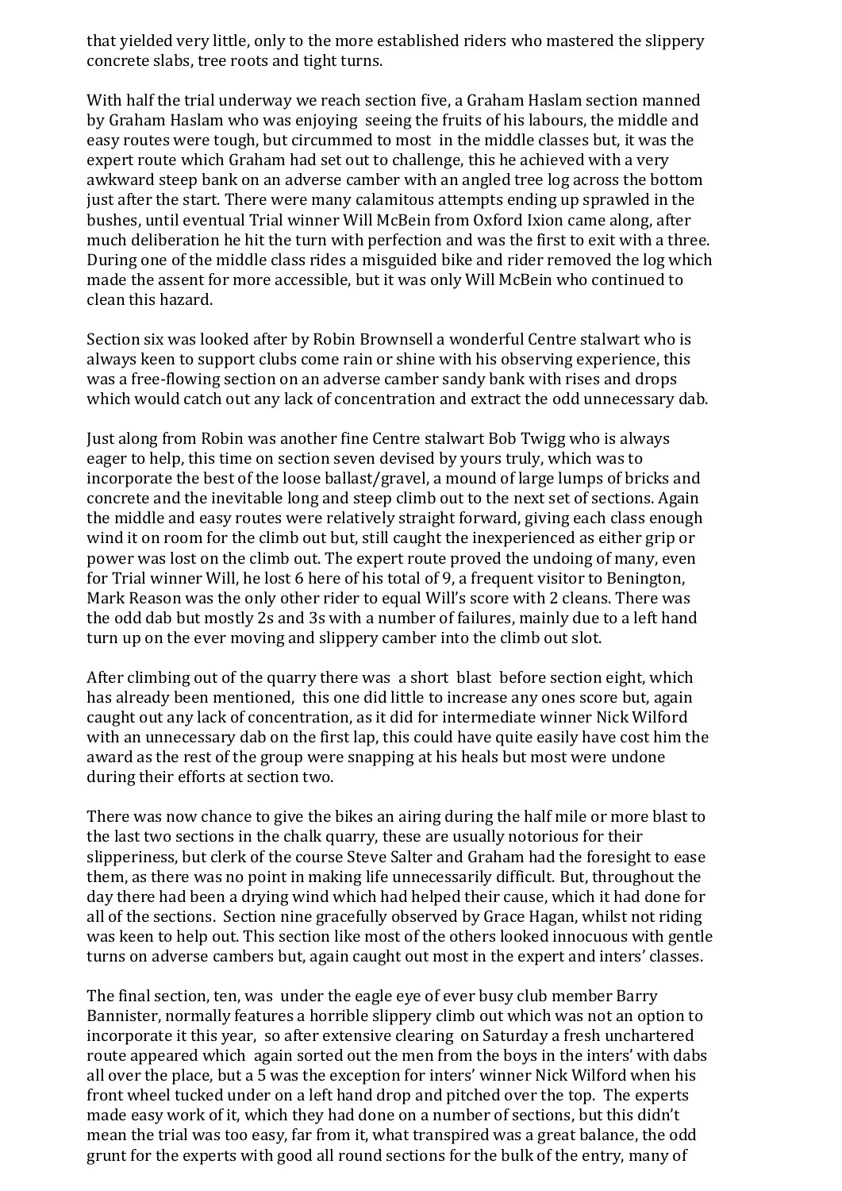that yielded very little, only to the more established riders who mastered the slippery concrete slabs, tree roots and tight turns.

With half the trial underway we reach section five, a Graham Haslam section manned by Graham Haslam who was enjoying seeing the fruits of his labours, the middle and easy routes were tough, but circummed to most in the middle classes but, it was the expert route which Graham had set out to challenge, this he achieved with a very awkward steep bank on an adverse camber with an angled tree log across the bottom just after the start. There were many calamitous attempts ending up sprawled in the bushes, until eventual Trial winner Will McBein from Oxford Ixion came along, after much deliberation he hit the turn with perfection and was the first to exit with a three. During one of the middle class rides a misguided bike and rider removed the log which made the assent for more accessible, but it was only Will McBein who continued to clean this hazard.

Section six was looked after by Robin Brownsell a wonderful Centre stalwart who is always keen to support clubs come rain or shine with his observing experience, this was a free-flowing section on an adverse camber sandy bank with rises and drops which would catch out any lack of concentration and extract the odd unnecessary dab.

Just along from Robin was another fine Centre stalwart Bob Twigg who is always eager to help, this time on section seven devised by yours truly, which was to incorporate the best of the loose ballast/gravel, a mound of large lumps of bricks and concrete and the inevitable long and steep climb out to the next set of sections. Again the middle and easy routes were relatively straight forward, giving each class enough wind it on room for the climb out but, still caught the inexperienced as either grip or power was lost on the climb out. The expert route proved the undoing of many, even for Trial winner Will, he lost 6 here of his total of 9, a frequent visitor to Benington, Mark Reason was the only other rider to equal Will's score with 2 cleans. There was the odd dab but mostly 2s and 3s with a number of failures, mainly due to a left hand turn up on the ever moving and slippery camber into the climb out slot.

After climbing out of the quarry there was a short blast before section eight, which has already been mentioned, this one did little to increase any ones score but, again caught out any lack of concentration, as it did for intermediate winner Nick Wilford with an unnecessary dab on the first lap, this could have quite easily have cost him the award as the rest of the group were snapping at his heals but most were undone during their efforts at section two.

There was now chance to give the bikes an airing during the half mile or more blast to the last two sections in the chalk quarry, these are usually notorious for their slipperiness, but clerk of the course Steve Salter and Graham had the foresight to ease them, as there was no point in making life unnecessarily difficult. But, throughout the day there had been a drying wind which had helped their cause, which it had done for all of the sections. Section nine gracefully observed by Grace Hagan, whilst not riding was keen to help out. This section like most of the others looked innocuous with gentle turns on adverse cambers but, again caught out most in the expert and inters' classes.

The final section, ten, was under the eagle eye of ever busy club member Barry Bannister, normally features a horrible slippery climb out which was not an option to incorporate it this year, so after extensive clearing on Saturday a fresh unchartered route appeared which again sorted out the men from the boys in the inters' with dabs all over the place, but a 5 was the exception for inters' winner Nick Wilford when his front wheel tucked under on a left hand drop and pitched over the top. The experts made easy work of it, which they had done on a number of sections, but this didn't mean the trial was too easy, far from it, what transpired was a great balance, the odd grunt for the experts with good all round sections for the bulk of the entry, many of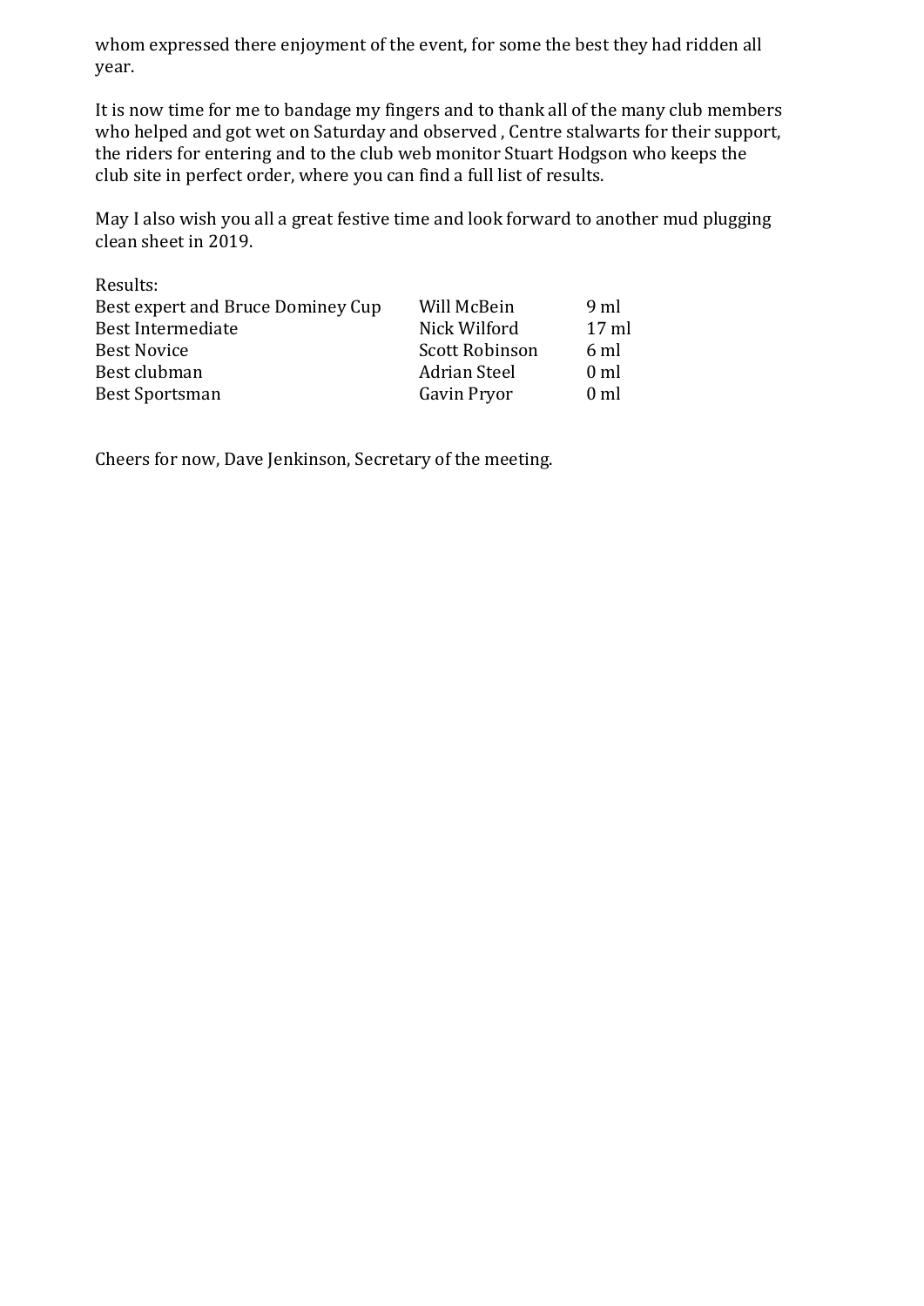whom expressed there enjoyment of the event, for some the best they had ridden all year.

It is now time for me to bandage my fingers and to thank all of the many club members who helped and got wet on Saturday and observed , Centre stalwarts for their support, the riders for entering and to the club web monitor Stuart Hodgson who keeps the club site in perfect order, where you can find a full list of results.

May I also wish you all a great festive time and look forward to another mud plugging clean sheet in 2019.

Results:

| | | |
|---|---|---|
| Best expert and Bruce Dominey Cup | Will McBein | 9 ml |
| Best Intermediate | Nick Wilford | 17 ml |
| Best Novice | Scott Robinson | 6 ml |
| Best clubman | Adrian Steel | 0 ml |
| Best Sportsman | Gavin Pryor | 0 ml |

Cheers for now, Dave Jenkinson, Secretary of the meeting.